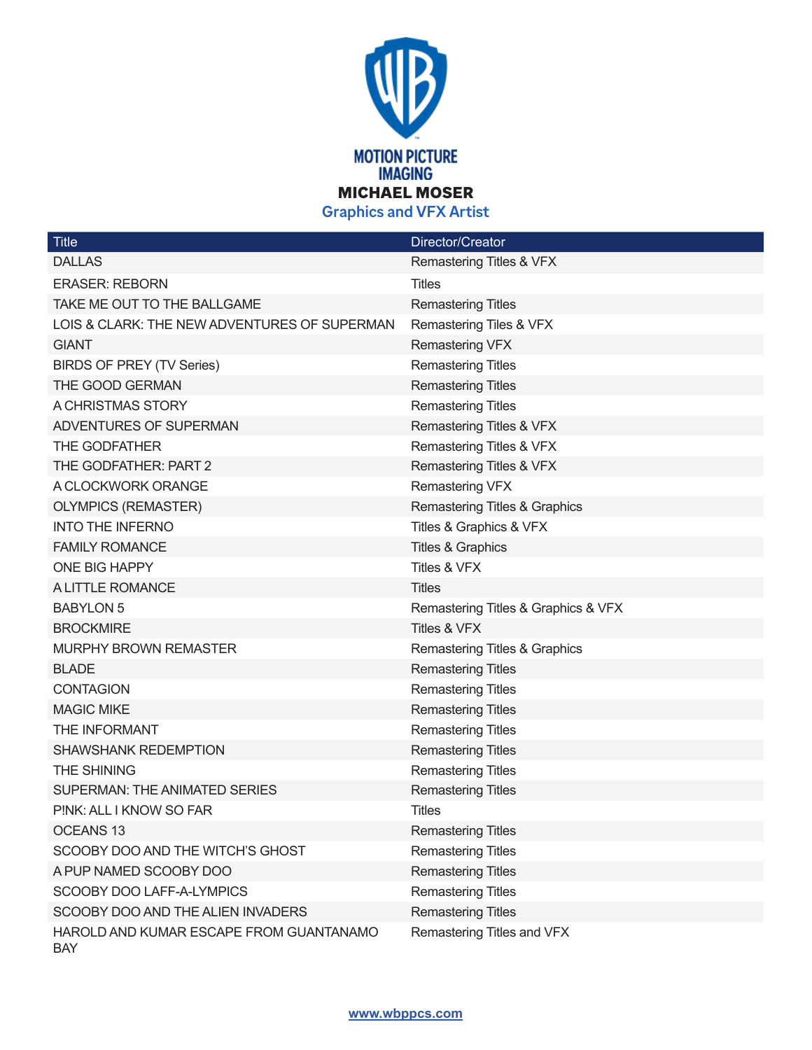# MOTION PICTURE IMAGING

## MICHAEL MOSER

### Graphics and VFX Artist

| Title | Director/Creator |
|---|---|
| DALLAS | Remastering Titles & VFX |
| ERASER: REBORN | Titles |
| TAKE ME OUT TO THE BALLGAME | Remastering Titles |
| LOIS & CLARK: THE NEW ADVENTURES OF SUPERMAN | Remastering Tiles & VFX |
| GIANT | Remastering VFX |
| BIRDS OF PREY (TV Series) | Remastering Titles |
| THE GOOD GERMAN | Remastering Titles |
| A CHRISTMAS STORY | Remastering Titles |
| ADVENTURES OF SUPERMAN | Remastering Titles & VFX |
| THE GODFATHER | Remastering Titles & VFX |
| THE GODFATHER: PART 2 | Remastering Titles & VFX |
| A CLOCKWORK ORANGE | Remastering VFX |
| OLYMPICS (REMASTER) | Remastering Titles & Graphics |
| INTO THE INFERNO | Titles & Graphics & VFX |
| FAMILY ROMANCE | Titles & Graphics |
| ONE BIG HAPPY | Titles & VFX |
| A LITTLE ROMANCE | Titles |
| BABYLON 5 | Remastering Titles & Graphics & VFX |
| BROCKMIRE | Titles & VFX |
| MURPHY BROWN REMASTER | Remastering Titles & Graphics |
| BLADE | Remastering Titles |
| CONTAGION | Remastering Titles |
| MAGIC MIKE | Remastering Titles |
| THE INFORMANT | Remastering Titles |
| SHAWSHANK REDEMPTION | Remastering Titles |
| THE SHINING | Remastering Titles |
| SUPERMAN: THE ANIMATED SERIES | Remastering Titles |
| P!NK: ALL I KNOW SO FAR | Titles |
| OCEANS 13 | Remastering Titles |
| SCOOBY DOO AND THE WITCH'S GHOST | Remastering Titles |
| A PUP NAMED SCOOBY DOO | Remastering Titles |
| SCOOBY DOO LAFF-A-LYMPICS | Remastering Titles |
| SCOOBY DOO AND THE ALIEN INVADERS | Remastering Titles |
| HAROLD AND KUMAR ESCAPE FROM GUANTANAMO BAY | Remastering Titles and VFX |

www.wbppcs.com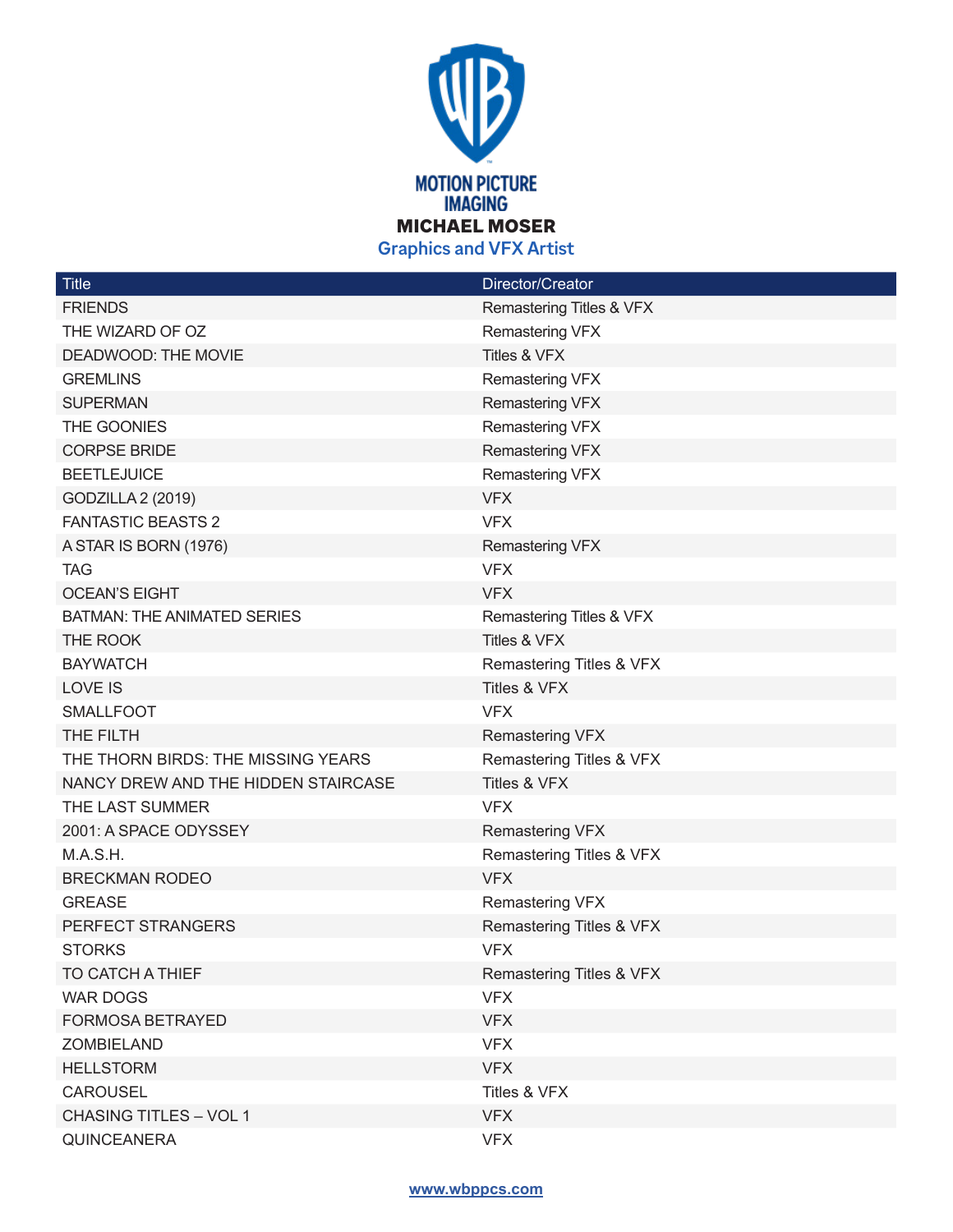MOTION PICTURE IMAGING

# MICHAEL MOSER

## Graphics and VFX Artist

| Title | Director/Creator |
|---|---|
| FRIENDS | Remastering Titles & VFX |
| THE WIZARD OF OZ | Remastering VFX |
| DEADWOOD: THE MOVIE | Titles & VFX |
| GREMLINS | Remastering VFX |
| SUPERMAN | Remastering VFX |
| THE GOONIES | Remastering VFX |
| CORPSE BRIDE | Remastering VFX |
| BEETLEJUICE | Remastering VFX |
| GODZILLA 2 (2019) | VFX |
| FANTASTIC BEASTS 2 | VFX |
| A STAR IS BORN (1976) | Remastering VFX |
| TAG | VFX |
| OCEAN'S EIGHT | VFX |
| BATMAN: THE ANIMATED SERIES | Remastering Titles & VFX |
| THE ROOK | Titles & VFX |
| BAYWATCH | Remastering Titles & VFX |
| LOVE IS | Titles & VFX |
| SMALLFOOT | VFX |
| THE FILTH | Remastering VFX |
| THE THORN BIRDS: THE MISSING YEARS | Remastering Titles & VFX |
| NANCY DREW AND THE HIDDEN STAIRCASE | Titles & VFX |
| THE LAST SUMMER | VFX |
| 2001: A SPACE ODYSSEY | Remastering VFX |
| M.A.S.H. | Remastering Titles & VFX |
| BRECKMAN RODEO | VFX |
| GREASE | Remastering VFX |
| PERFECT STRANGERS | Remastering Titles & VFX |
| STORKS | VFX |
| TO CATCH A THIEF | Remastering Titles & VFX |
| WAR DOGS | VFX |
| FORMOSA BETRAYED | VFX |
| ZOMBIELAND | VFX |
| HELLSTORM | VFX |
| CAROUSEL | Titles & VFX |
| CHASING TITLES – VOL 1 | VFX |
| QUINCEANERA | VFX |

www.wbppcs.com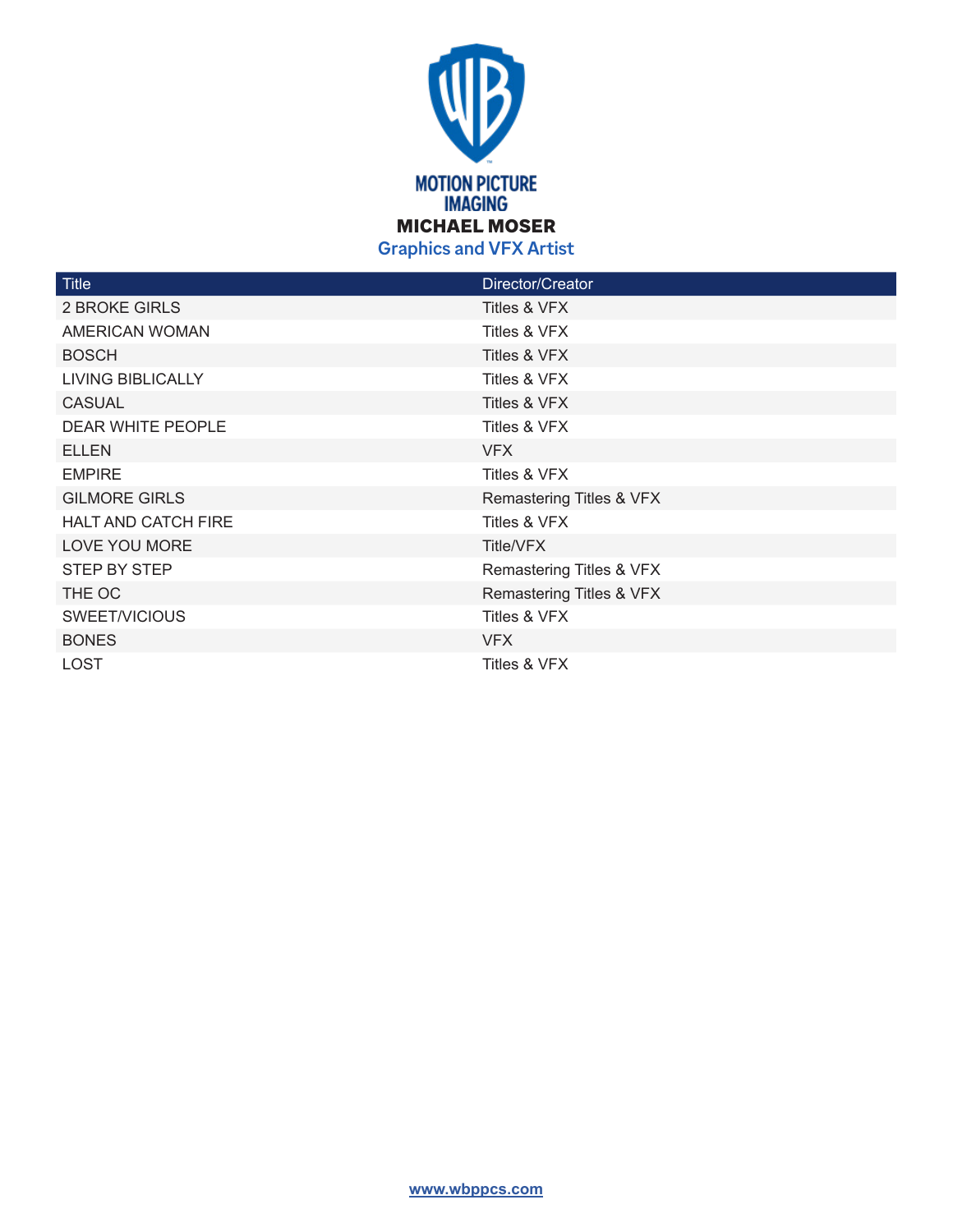MOTION PICTURE IMAGING

# MICHAEL MOSER

## Graphics and VFX Artist

| Title | Director/Creator |
| --- | --- |
| 2 BROKE GIRLS | Titles & VFX |
| AMERICAN WOMAN | Titles & VFX |
| BOSCH | Titles & VFX |
| LIVING BIBLICALLY | Titles & VFX |
| CASUAL | Titles & VFX |
| DEAR WHITE PEOPLE | Titles & VFX |
| ELLEN | VFX |
| EMPIRE | Titles & VFX |
| GILMORE GIRLS | Remastering Titles & VFX |
| HALT AND CATCH FIRE | Titles & VFX |
| LOVE YOU MORE | Title/VFX |
| STEP BY STEP | Remastering Titles & VFX |
| THE OC | Remastering Titles & VFX |
| SWEET/VICIOUS | Titles & VFX |
| BONES | VFX |
| LOST | Titles & VFX |

www.wbppcs.com